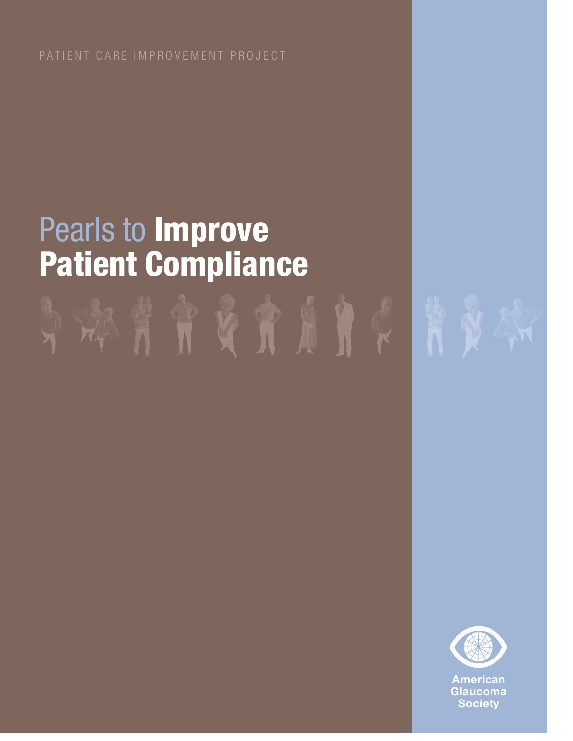PATIENT CARE IMPROVEMENT PROJECT

# Pearls to **Improve Patient Compliance**

American Glaucoma Society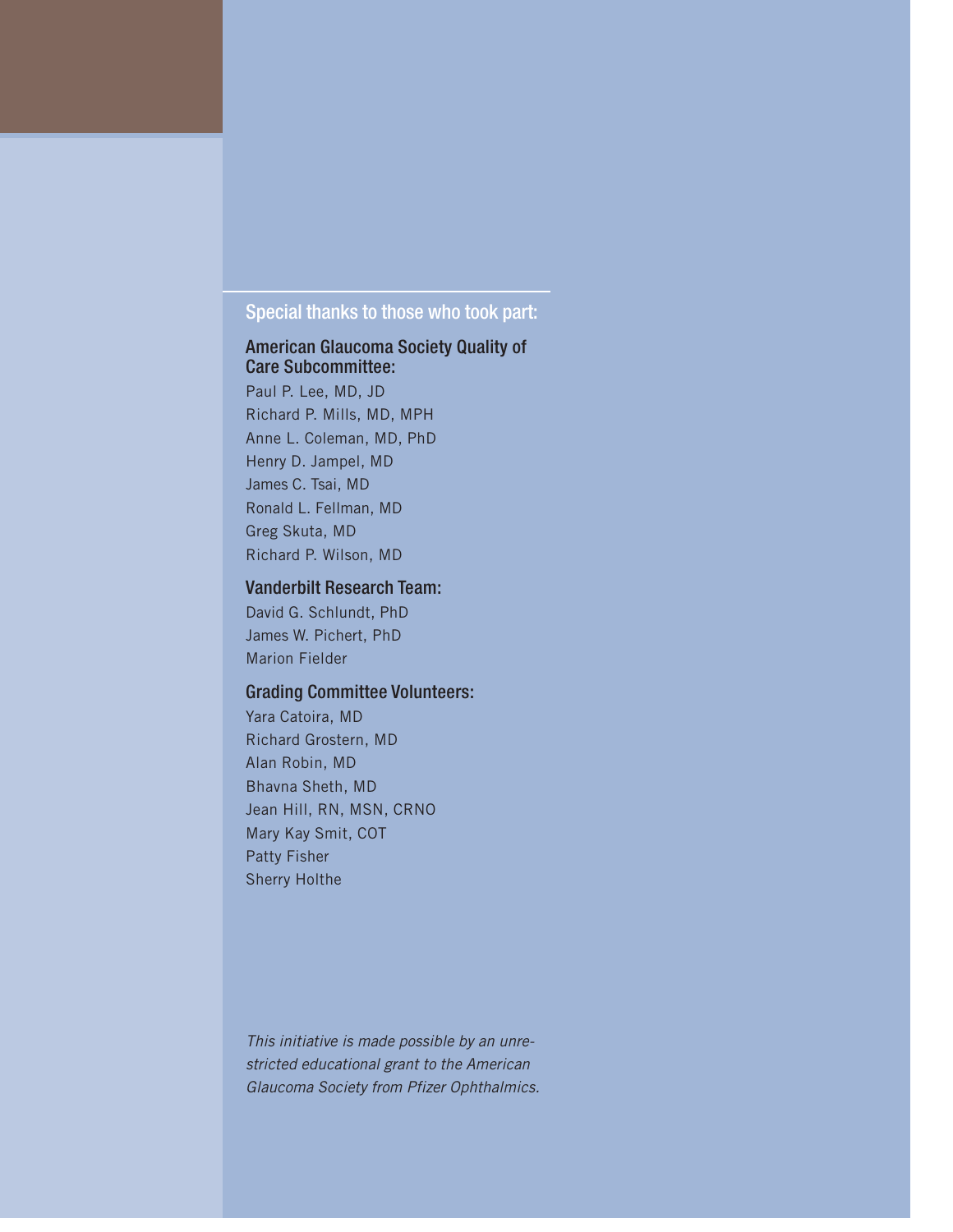## Special thanks to those who took part:

### American Glaucoma Society Quality of Care Subcommittee:

Paul P. Lee, MD, JD
Richard P. Mills, MD, MPH
Anne L. Coleman, MD, PhD
Henry D. Jampel, MD
James C. Tsai, MD
Ronald L. Fellman, MD
Greg Skuta, MD
Richard P. Wilson, MD

### Vanderbilt Research Team:

David G. Schlundt, PhD
James W. Pichert, PhD
Marion Fielder

### Grading Committee Volunteers:

Yara Catoira, MD
Richard Grostern, MD
Alan Robin, MD
Bhavna Sheth, MD
Jean Hill, RN, MSN, CRNO
Mary Kay Smit, COT
Patty Fisher
Sherry Holthe

*This initiative is made possible by an unrestricted educational grant to the American Glaucoma Society from Pfizer Ophthalmics.*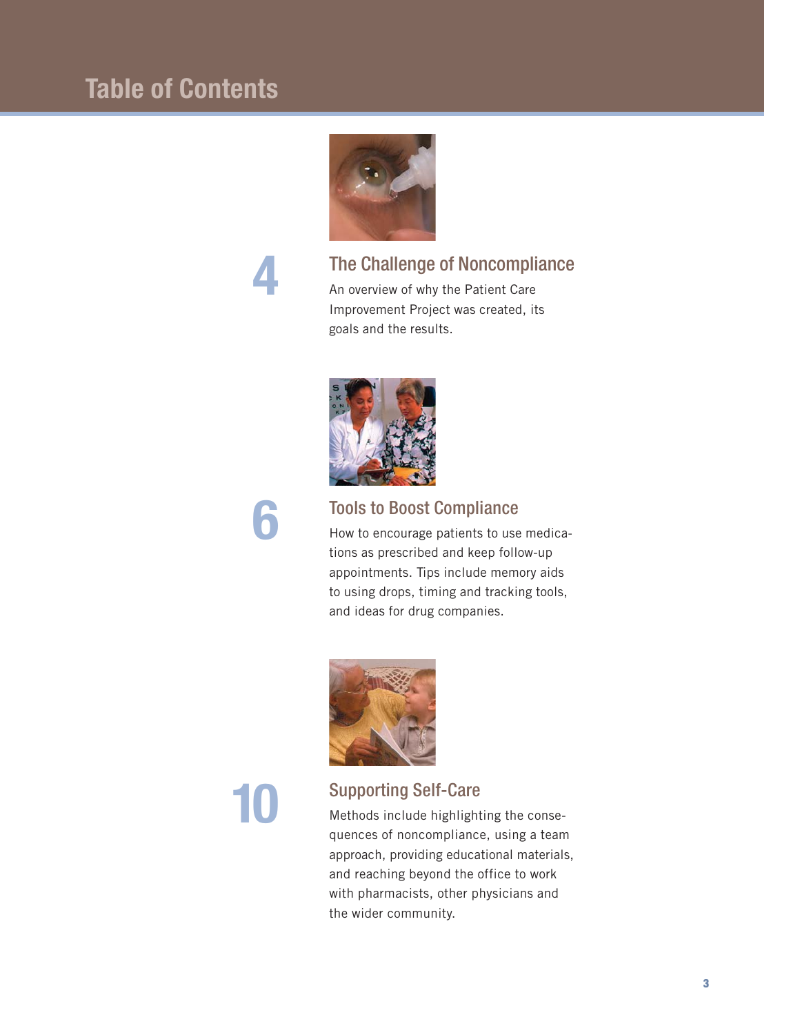# Table of Contents

**4**

## The Challenge of Noncompliance

An overview of why the Patient Care Improvement Project was created, its goals and the results.

**6**

## Tools to Boost Compliance

How to encourage patients to use medications as prescribed and keep follow-up appointments. Tips include memory aids to using drops, timing and tracking tools, and ideas for drug companies.

**10**

## Supporting Self-Care

Methods include highlighting the consequences of noncompliance, using a team approach, providing educational materials, and reaching beyond the office to work with pharmacists, other physicians and the wider community.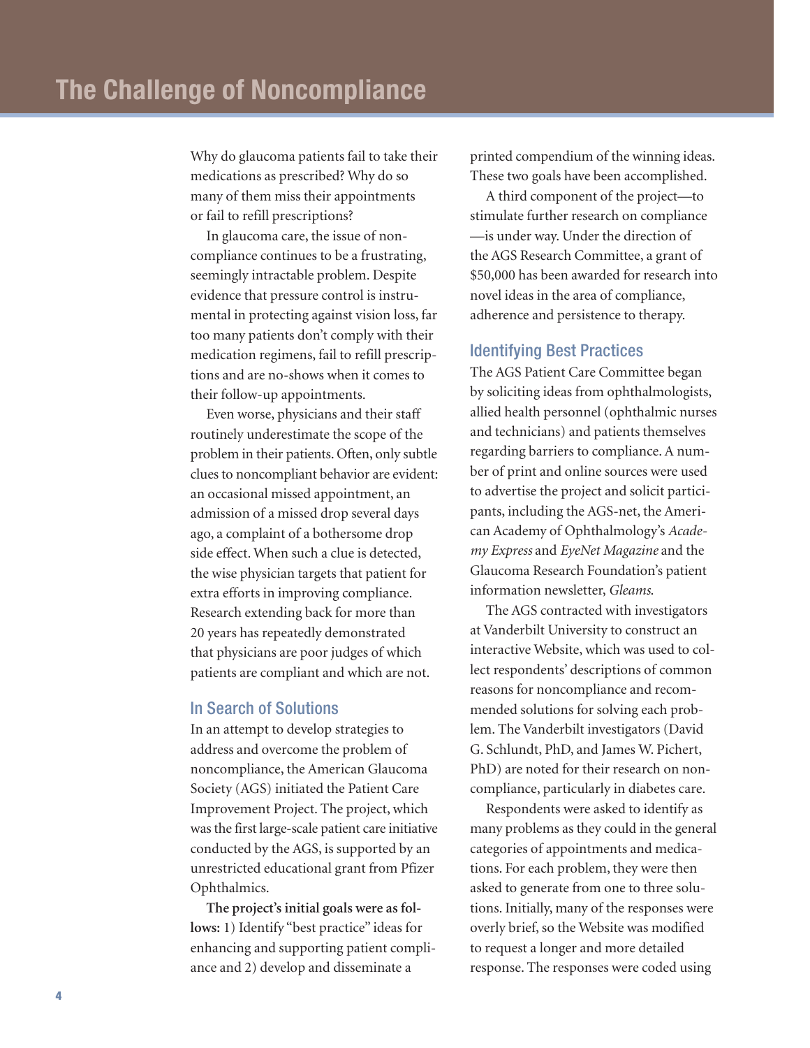# The Challenge of Noncompliance

Why do glaucoma patients fail to take their medications as prescribed? Why do so many of them miss their appointments or fail to refill prescriptions?

In glaucoma care, the issue of noncompliance continues to be a frustrating, seemingly intractable problem. Despite evidence that pressure control is instrumental in protecting against vision loss, far too many patients don't comply with their medication regimens, fail to refill prescriptions and are no-shows when it comes to their follow-up appointments.

Even worse, physicians and their staff routinely underestimate the scope of the problem in their patients. Often, only subtle clues to noncompliant behavior are evident: an occasional missed appointment, an admission of a missed drop several days ago, a complaint of a bothersome drop side effect. When such a clue is detected, the wise physician targets that patient for extra efforts in improving compliance. Research extending back for more than 20 years has repeatedly demonstrated that physicians are poor judges of which patients are compliant and which are not.

## In Search of Solutions

In an attempt to develop strategies to address and overcome the problem of noncompliance, the American Glaucoma Society (AGS) initiated the Patient Care Improvement Project. The project, which was the first large-scale patient care initiative conducted by the AGS, is supported by an unrestricted educational grant from Pfizer Ophthalmics.

**The project's initial goals were as follows:** 1) Identify "best practice" ideas for enhancing and supporting patient compliance and 2) develop and disseminate a printed compendium of the winning ideas. These two goals have been accomplished.

A third component of the project—to stimulate further research on compliance—is under way. Under the direction of the AGS Research Committee, a grant of $50,000 has been awarded for research into novel ideas in the area of compliance, adherence and persistence to therapy.

## Identifying Best Practices

The AGS Patient Care Committee began by soliciting ideas from ophthalmologists, allied health personnel (ophthalmic nurses and technicians) and patients themselves regarding barriers to compliance. A number of print and online sources were used to advertise the project and solicit participants, including the AGS-net, the American Academy of Ophthalmology's *Academy Express* and *EyeNet Magazine* and the Glaucoma Research Foundation's patient information newsletter, *Gleams.*

The AGS contracted with investigators at Vanderbilt University to construct an interactive Website, which was used to collect respondents' descriptions of common reasons for noncompliance and recommended solutions for solving each problem. The Vanderbilt investigators (David G. Schlundt, PhD, and James W. Pichert, PhD) are noted for their research on noncompliance, particularly in diabetes care.

Respondents were asked to identify as many problems as they could in the general categories of appointments and medications. For each problem, they were then asked to generate from one to three solutions. Initially, many of the responses were overly brief, so the Website was modified to request a longer and more detailed response. The responses were coded using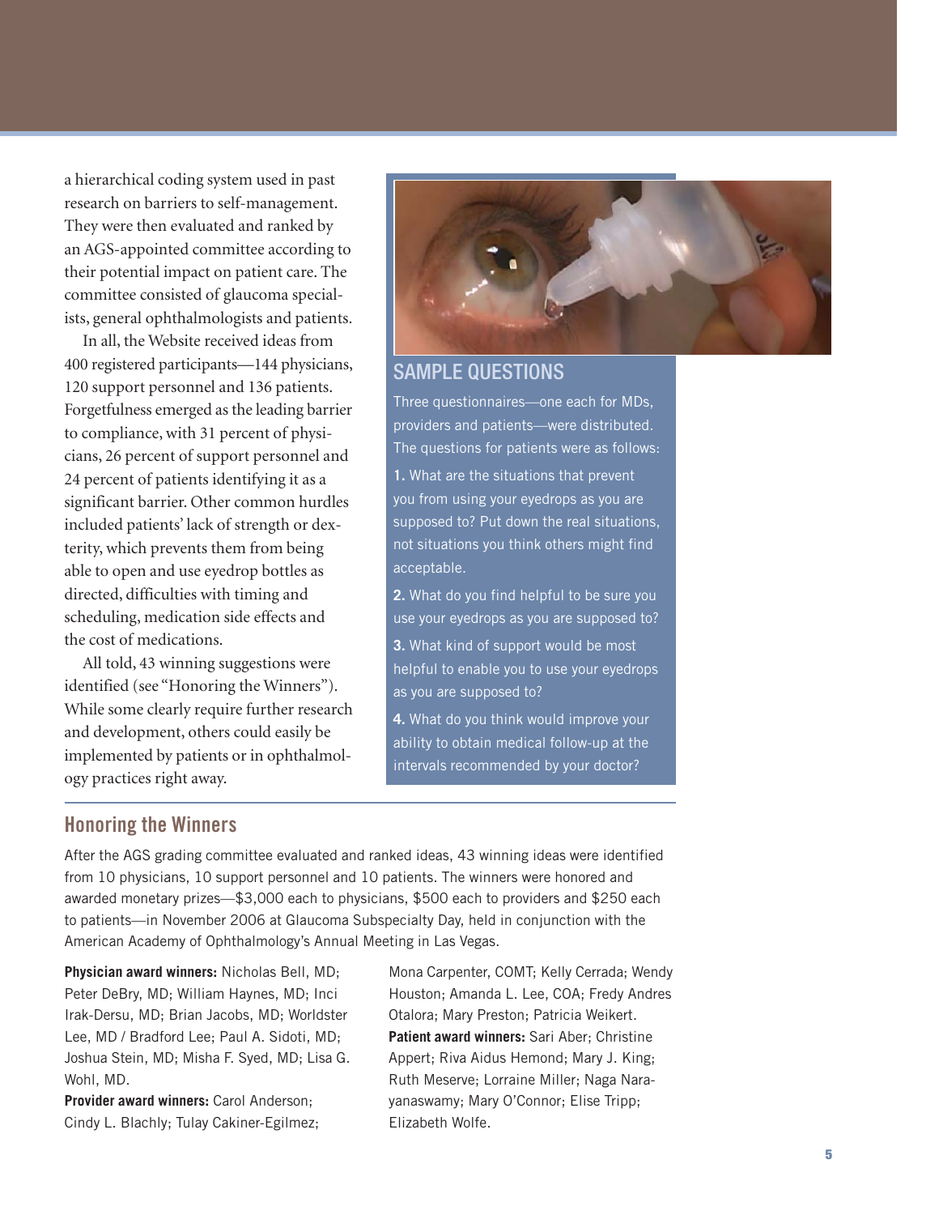a hierarchical coding system used in past research on barriers to self-management. They were then evaluated and ranked by an AGS-appointed committee according to their potential impact on patient care. The committee consisted of glaucoma specialists, general ophthalmologists and patients.

In all, the Website received ideas from 400 registered participants—144 physicians, 120 support personnel and 136 patients. Forgetfulness emerged as the leading barrier to compliance, with 31 percent of physicians, 26 percent of support personnel and 24 percent of patients identifying it as a significant barrier. Other common hurdles included patients' lack of strength or dexterity, which prevents them from being able to open and use eyedrop bottles as directed, difficulties with timing and scheduling, medication side effects and the cost of medications.

All told, 43 winning suggestions were identified (see "Honoring the Winners"). While some clearly require further research and development, others could easily be implemented by patients or in ophthalmology practices right away.

## SAMPLE QUESTIONS

Three questionnaires—one each for MDs, providers and patients—were distributed. The questions for patients were as follows:

**1.** What are the situations that prevent you from using your eyedrops as you are supposed to? Put down the real situations, not situations you think others might find acceptable.

**2.** What do you find helpful to be sure you use your eyedrops as you are supposed to?

**3.** What kind of support would be most helpful to enable you to use your eyedrops as you are supposed to?

**4.** What do you think would improve your ability to obtain medical follow-up at the intervals recommended by your doctor?

## Honoring the Winners

After the AGS grading committee evaluated and ranked ideas, 43 winning ideas were identified from 10 physicians, 10 support personnel and 10 patients. The winners were honored and awarded monetary prizes—$3,000 each to physicians, $500 each to providers and $250 each to patients—in November 2006 at Glaucoma Subspecialty Day, held in conjunction with the American Academy of Ophthalmology's Annual Meeting in Las Vegas.

**Physician award winners:** Nicholas Bell, MD; Peter DeBry, MD; William Haynes, MD; Inci Irak-Dersu, MD; Brian Jacobs, MD; Worldster Lee, MD / Bradford Lee; Paul A. Sidoti, MD; Joshua Stein, MD; Misha F. Syed, MD; Lisa G. Wohl, MD.

**Provider award winners:** Carol Anderson; Cindy L. Blachly; Tulay Cakiner-Egilmez; Mona Carpenter, COMT; Kelly Cerrada; Wendy Houston; Amanda L. Lee, COA; Fredy Andres Otalora; Mary Preston; Patricia Weikert.

**Patient award winners:** Sari Aber; Christine Appert; Riva Aidus Hemond; Mary J. King; Ruth Meserve; Lorraine Miller; Naga Narayanaswamy; Mary O'Connor; Elise Tripp; Elizabeth Wolfe.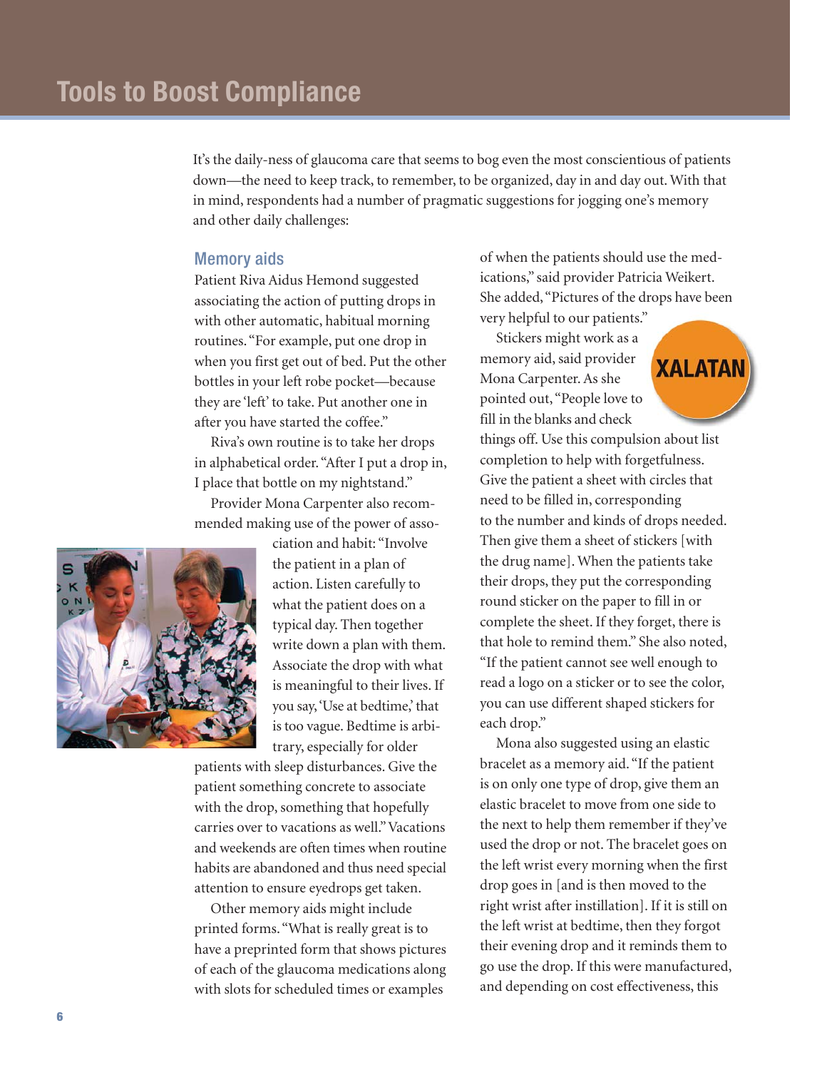## Tools to Boost Compliance

It's the daily-ness of glaucoma care that seems to bog even the most conscientious of patients down—the need to keep track, to remember, to be organized, day in and day out. With that in mind, respondents had a number of pragmatic suggestions for jogging one's memory and other daily challenges:

### Memory aids

Patient Riva Aidus Hemond suggested associating the action of putting drops in with other automatic, habitual morning routines. "For example, put one drop in when you first get out of bed. Put the other bottles in your left robe pocket—because they are 'left' to take. Put another one in after you have started the coffee."

Riva's own routine is to take her drops in alphabetical order. "After I put a drop in, I place that bottle on my nightstand."

Provider Mona Carpenter also recommended making use of the power of association and habit: "Involve the patient in a plan of action. Listen carefully to what the patient does on a typical day. Then together write down a plan with them. Associate the drop with what is meaningful to their lives. If you say, 'Use at bedtime,' that is too vague. Bedtime is arbitrary, especially for older patients with sleep disturbances. Give the patient something concrete to associate with the drop, something that hopefully carries over to vacations as well." Vacations and weekends are often times when routine habits are abandoned and thus need special attention to ensure eyedrops get taken.

Other memory aids might include printed forms. "What is really great is to have a preprinted form that shows pictures of each of the glaucoma medications along with slots for scheduled times or examples of when the patients should use the medications," said provider Patricia Weikert. She added, "Pictures of the drops have been very helpful to our patients."

Stickers might work as a memory aid, said provider Mona Carpenter. As she pointed out, "People love to fill in the blanks and check things off. Use this compulsion about list completion to help with forgetfulness. Give the patient a sheet with circles that need to be filled in, corresponding to the number and kinds of drops needed. Then give them a sheet of stickers [with the drug name]. When the patients take their drops, they put the corresponding round sticker on the paper to fill in or complete the sheet. If they forget, there is that hole to remind them." She also noted, "If the patient cannot see well enough to read a logo on a sticker or to see the color, you can use different shaped stickers for each drop."

Mona also suggested using an elastic bracelet as a memory aid. "If the patient is on only one type of drop, give them an elastic bracelet to move from one side to the next to help them remember if they've used the drop or not. The bracelet goes on the left wrist every morning when the first drop goes in [and is then moved to the right wrist after instillation]. If it is still on the left wrist at bedtime, then they forgot their evening drop and it reminds them to go use the drop. If this were manufactured, and depending on cost effectiveness, this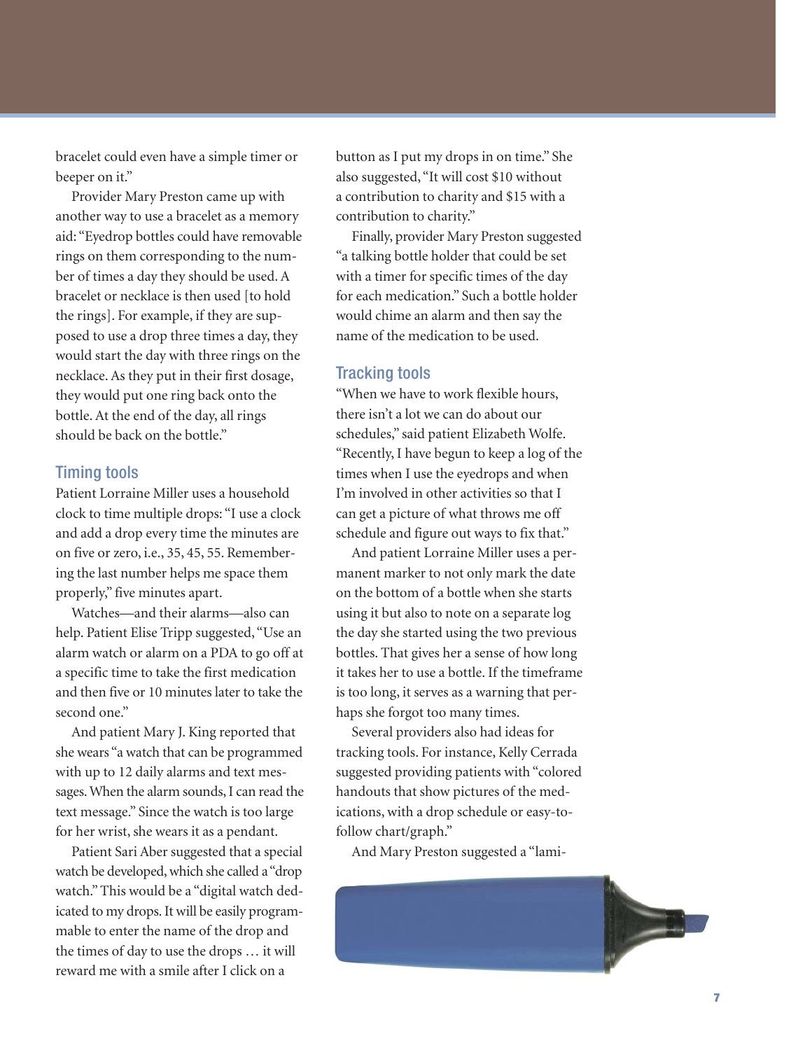bracelet could even have a simple timer or beeper on it."

Provider Mary Preston came up with another way to use a bracelet as a memory aid: "Eyedrop bottles could have removable rings on them corresponding to the number of times a day they should be used. A bracelet or necklace is then used [to hold the rings]. For example, if they are supposed to use a drop three times a day, they would start the day with three rings on the necklace. As they put in their first dosage, they would put one ring back onto the bottle. At the end of the day, all rings should be back on the bottle."

### Timing tools

Patient Lorraine Miller uses a household clock to time multiple drops: "I use a clock and add a drop every time the minutes are on five or zero, i.e., 35, 45, 55. Remembering the last number helps me space them properly," five minutes apart.

Watches—and their alarms—also can help. Patient Elise Tripp suggested, "Use an alarm watch or alarm on a PDA to go off at a specific time to take the first medication and then five or 10 minutes later to take the second one."

And patient Mary J. King reported that she wears "a watch that can be programmed with up to 12 daily alarms and text messages. When the alarm sounds, I can read the text message." Since the watch is too large for her wrist, she wears it as a pendant.

Patient Sari Aber suggested that a special watch be developed, which she called a "drop watch." This would be a "digital watch dedicated to my drops. It will be easily programmable to enter the name of the drop and the times of day to use the drops … it will reward me with a smile after I click on a button as I put my drops in on time." She also suggested, "It will cost $10 without a contribution to charity and $15 with a contribution to charity."

Finally, provider Mary Preston suggested "a talking bottle holder that could be set with a timer for specific times of the day for each medication." Such a bottle holder would chime an alarm and then say the name of the medication to be used.

### Tracking tools

"When we have to work flexible hours, there isn't a lot we can do about our schedules," said patient Elizabeth Wolfe. "Recently, I have begun to keep a log of the times when I use the eyedrops and when I'm involved in other activities so that I can get a picture of what throws me off schedule and figure out ways to fix that."

And patient Lorraine Miller uses a permanent marker to not only mark the date on the bottom of a bottle when she starts using it but also to note on a separate log the day she started using the two previous bottles. That gives her a sense of how long it takes her to use a bottle. If the timeframe is too long, it serves as a warning that perhaps she forgot too many times.

Several providers also had ideas for tracking tools. For instance, Kelly Cerrada suggested providing patients with "colored handouts that show pictures of the medications, with a drop schedule or easy-to-follow chart/graph."

And Mary Preston suggested a "lami-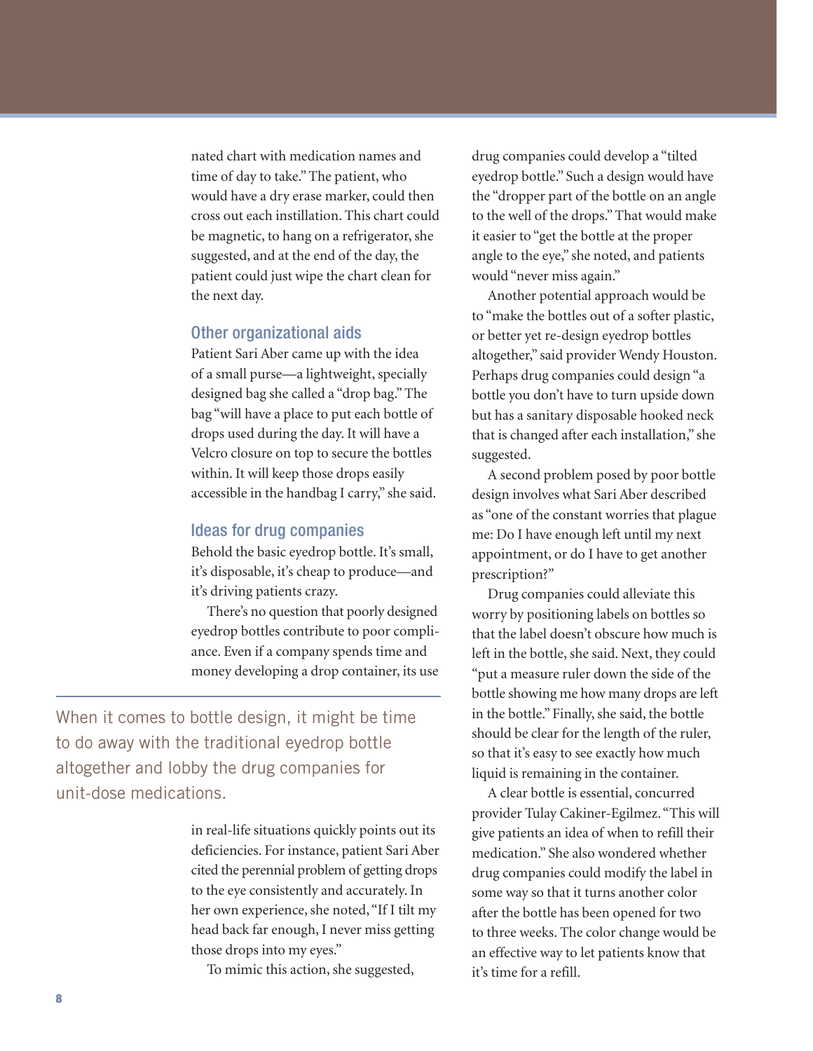nated chart with medication names and time of day to take." The patient, who would have a dry erase marker, could then cross out each instillation. This chart could be magnetic, to hang on a refrigerator, she suggested, and at the end of the day, the patient could just wipe the chart clean for the next day.

### Other organizational aids

Patient Sari Aber came up with the idea of a small purse—a lightweight, specially designed bag she called a "drop bag." The bag "will have a place to put each bottle of drops used during the day. It will have a Velcro closure on top to secure the bottles within. It will keep those drops easily accessible in the handbag I carry," she said.

### Ideas for drug companies

Behold the basic eyedrop bottle. It's small, it's disposable, it's cheap to produce—and it's driving patients crazy.

There's no question that poorly designed eyedrop bottles contribute to poor compliance. Even if a company spends time and money developing a drop container, its use in real-life situations quickly points out its deficiencies. For instance, patient Sari Aber cited the perennial problem of getting drops to the eye consistently and accurately. In her own experience, she noted, "If I tilt my head back far enough, I never miss getting those drops into my eyes."

To mimic this action, she suggested, drug companies could develop a "tilted eyedrop bottle." Such a design would have the "dropper part of the bottle on an angle to the well of the drops." That would make it easier to "get the bottle at the proper angle to the eye," she noted, and patients would "never miss again."

Another potential approach would be to "make the bottles out of a softer plastic, or better yet re-design eyedrop bottles altogether," said provider Wendy Houston. Perhaps drug companies could design "a bottle you don't have to turn upside down but has a sanitary disposable hooked neck that is changed after each installation," she suggested.

A second problem posed by poor bottle design involves what Sari Aber described as "one of the constant worries that plague me: Do I have enough left until my next appointment, or do I have to get another prescription?"

Drug companies could alleviate this worry by positioning labels on bottles so that the label doesn't obscure how much is left in the bottle, she said. Next, they could "put a measure ruler down the side of the bottle showing me how many drops are left in the bottle." Finally, she said, the bottle should be clear for the length of the ruler, so that it's easy to see exactly how much liquid is remaining in the container.

A clear bottle is essential, concurred provider Tulay Cakiner-Egilmez. "This will give patients an idea of when to refill their medication." She also wondered whether drug companies could modify the label in some way so that it turns another color after the bottle has been opened for two to three weeks. The color change would be an effective way to let patients know that it's time for a refill.

> When it comes to bottle design, it might be time to do away with the traditional eyedrop bottle altogether and lobby the drug companies for unit-dose medications.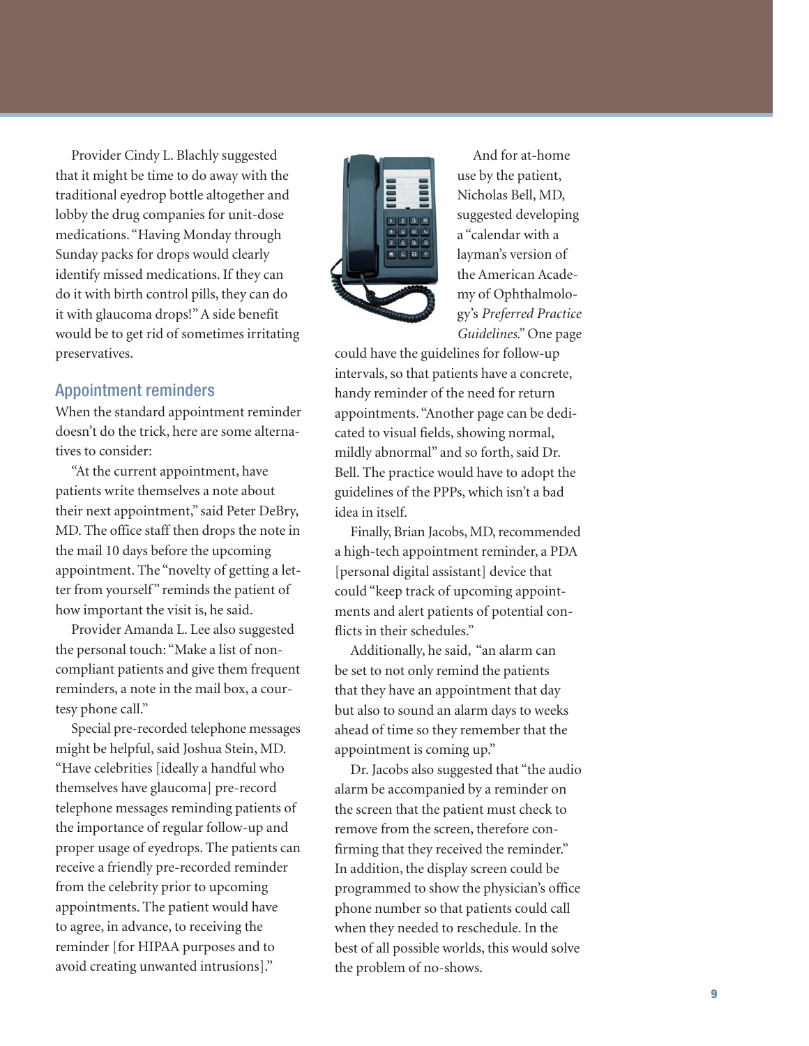Provider Cindy L. Blachly suggested that it might be time to do away with the traditional eyedrop bottle altogether and lobby the drug companies for unit-dose medications. "Having Monday through Sunday packs for drops would clearly identify missed medications. If they can do it with birth control pills, they can do it with glaucoma drops!" A side benefit would be to get rid of sometimes irritating preservatives.

## Appointment reminders

When the standard appointment reminder doesn't do the trick, here are some alternatives to consider:

"At the current appointment, have patients write themselves a note about their next appointment," said Peter DeBry, MD. The office staff then drops the note in the mail 10 days before the upcoming appointment. The "novelty of getting a letter from yourself" reminds the patient of how important the visit is, he said.

Provider Amanda L. Lee also suggested the personal touch: "Make a list of noncompliant patients and give them frequent reminders, a note in the mail box, a courtesy phone call."

Special pre-recorded telephone messages might be helpful, said Joshua Stein, MD. "Have celebrities [ideally a handful who themselves have glaucoma] pre-record telephone messages reminding patients of the importance of regular follow-up and proper usage of eyedrops. The patients can receive a friendly pre-recorded reminder from the celebrity prior to upcoming appointments. The patient would have to agree, in advance, to receiving the reminder [for HIPAA purposes and to avoid creating unwanted intrusions]."

And for at-home use by the patient, Nicholas Bell, MD, suggested developing a "calendar with a layman's version of the American Academy of Ophthalmology's *Preferred Practice Guidelines*." One page could have the guidelines for follow-up intervals, so that patients have a concrete, handy reminder of the need for return appointments. "Another page can be dedicated to visual fields, showing normal, mildly abnormal" and so forth, said Dr. Bell. The practice would have to adopt the guidelines of the PPPs, which isn't a bad idea in itself.

Finally, Brian Jacobs, MD, recommended a high-tech appointment reminder, a PDA [personal digital assistant] device that could "keep track of upcoming appointments and alert patients of potential conflicts in their schedules."

Additionally, he said, "an alarm can be set to not only remind the patients that they have an appointment that day but also to sound an alarm days to weeks ahead of time so they remember that the appointment is coming up."

Dr. Jacobs also suggested that "the audio alarm be accompanied by a reminder on the screen that the patient must check to remove from the screen, therefore confirming that they received the reminder." In addition, the display screen could be programmed to show the physician's office phone number so that patients could call when they needed to reschedule. In the best of all possible worlds, this would solve the problem of no-shows.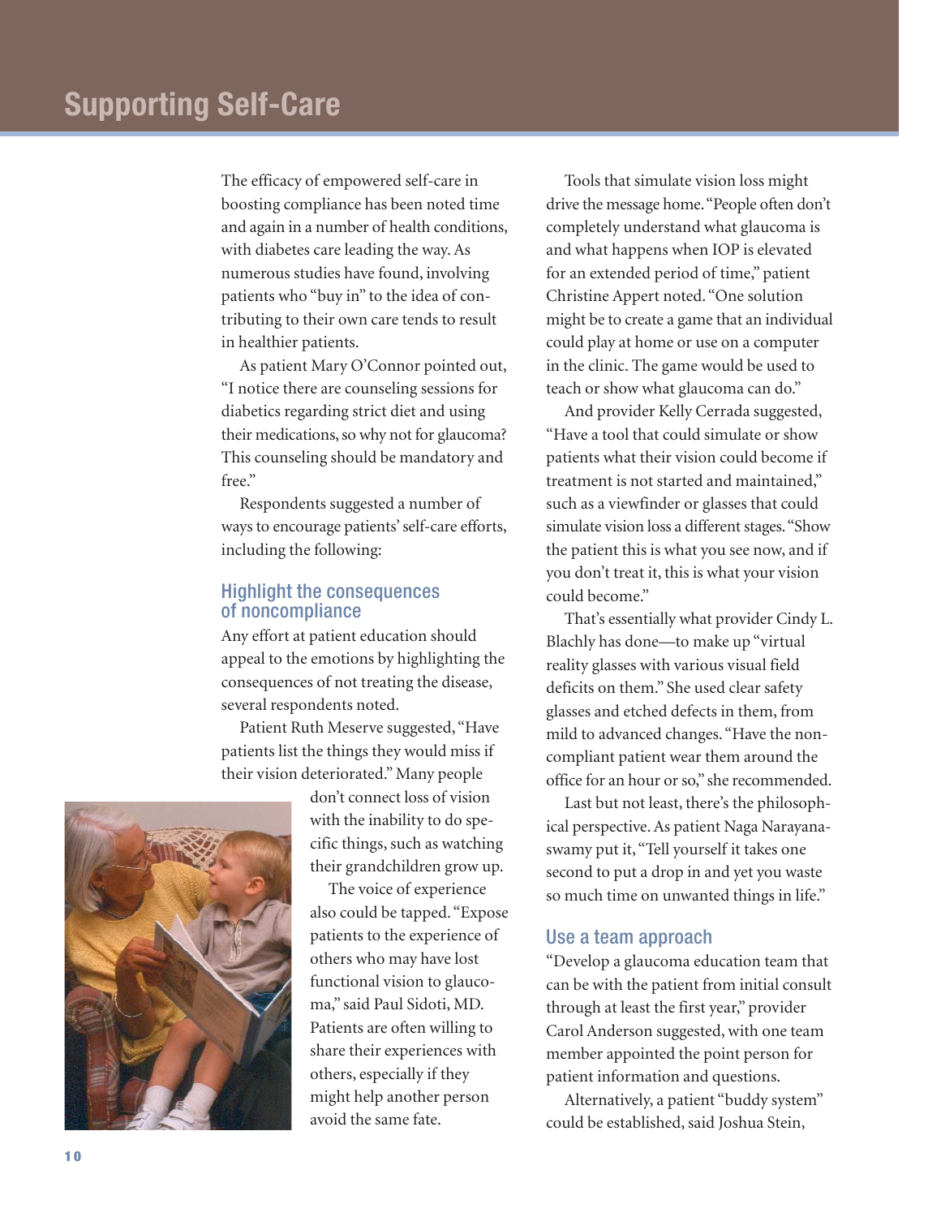# Supporting Self-Care

The efficacy of empowered self-care in boosting compliance has been noted time and again in a number of health conditions, with diabetes care leading the way. As numerous studies have found, involving patients who "buy in" to the idea of contributing to their own care tends to result in healthier patients.

As patient Mary O'Connor pointed out, "I notice there are counseling sessions for diabetics regarding strict diet and using their medications, so why not for glaucoma? This counseling should be mandatory and free."

Respondents suggested a number of ways to encourage patients' self-care efforts, including the following:

## Highlight the consequences of noncompliance

Any effort at patient education should appeal to the emotions by highlighting the consequences of not treating the disease, several respondents noted.

Patient Ruth Meserve suggested, "Have patients list the things they would miss if their vision deteriorated." Many people don't connect loss of vision with the inability to do specific things, such as watching their grandchildren grow up.

The voice of experience also could be tapped. "Expose patients to the experience of others who may have lost functional vision to glaucoma," said Paul Sidoti, MD. Patients are often willing to share their experiences with others, especially if they might help another person avoid the same fate.

Tools that simulate vision loss might drive the message home. "People often don't completely understand what glaucoma is and what happens when IOP is elevated for an extended period of time," patient Christine Appert noted. "One solution might be to create a game that an individual could play at home or use on a computer in the clinic. The game would be used to teach or show what glaucoma can do."

And provider Kelly Cerrada suggested, "Have a tool that could simulate or show patients what their vision could become if treatment is not started and maintained," such as a viewfinder or glasses that could simulate vision loss a different stages. "Show the patient this is what you see now, and if you don't treat it, this is what your vision could become."

That's essentially what provider Cindy L. Blachly has done—to make up "virtual reality glasses with various visual field deficits on them." She used clear safety glasses and etched defects in them, from mild to advanced changes. "Have the noncompliant patient wear them around the office for an hour or so," she recommended.

Last but not least, there's the philosophical perspective. As patient Naga Narayanaswamy put it, "Tell yourself it takes one second to put a drop in and yet you waste so much time on unwanted things in life."

## Use a team approach

"Develop a glaucoma education team that can be with the patient from initial consult through at least the first year," provider Carol Anderson suggested, with one team member appointed the point person for patient information and questions.

Alternatively, a patient "buddy system" could be established, said Joshua Stein,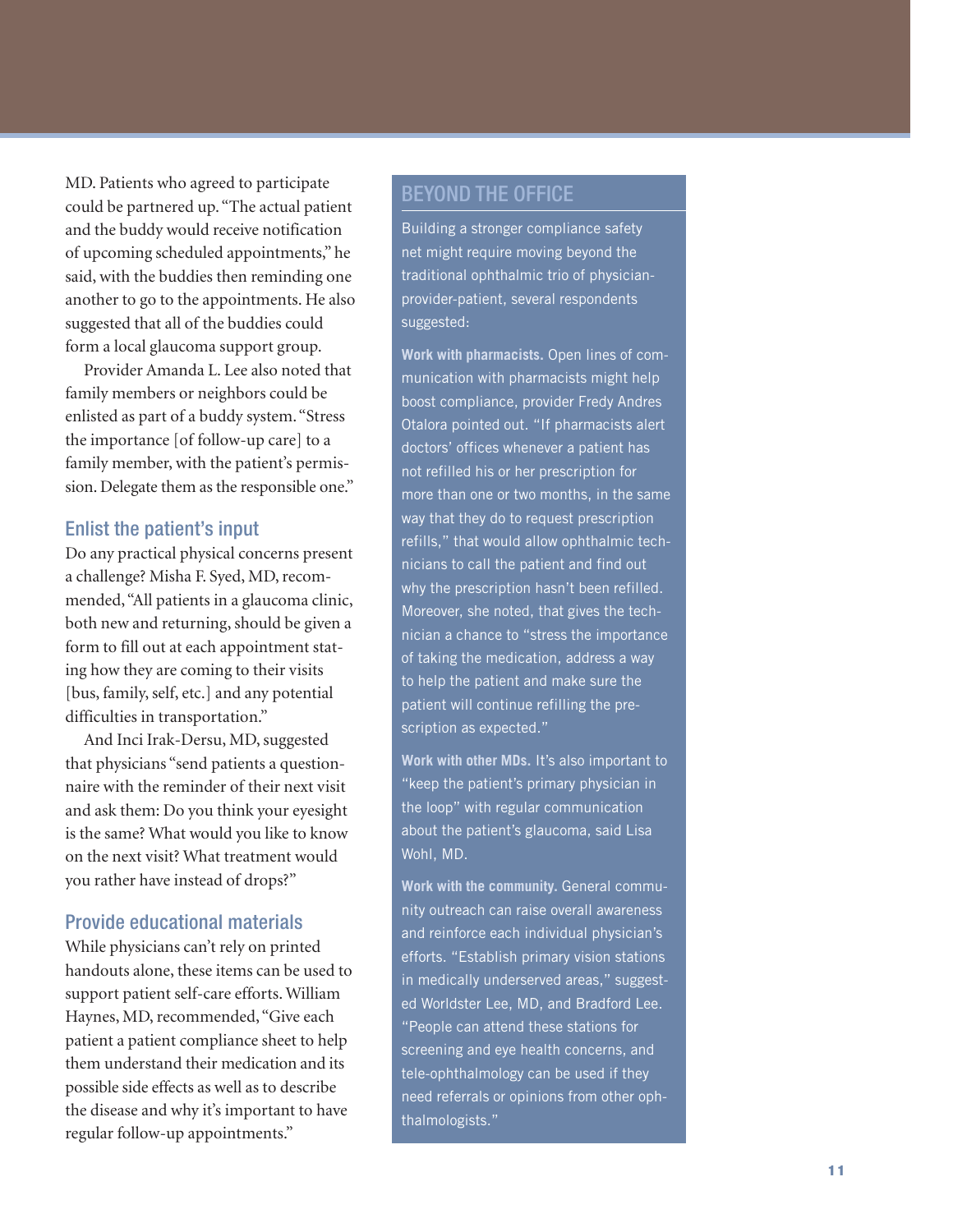MD. Patients who agreed to participate could be partnered up. "The actual patient and the buddy would receive notification of upcoming scheduled appointments," he said, with the buddies then reminding one another to go to the appointments. He also suggested that all of the buddies could form a local glaucoma support group.

Provider Amanda L. Lee also noted that family members or neighbors could be enlisted as part of a buddy system. "Stress the importance [of follow-up care] to a family member, with the patient's permission. Delegate them as the responsible one."

### Enlist the patient's input

Do any practical physical concerns present a challenge? Misha F. Syed, MD, recommended, "All patients in a glaucoma clinic, both new and returning, should be given a form to fill out at each appointment stating how they are coming to their visits [bus, family, self, etc.] and any potential difficulties in transportation."

And Inci Irak-Dersu, MD, suggested that physicians "send patients a questionnaire with the reminder of their next visit and ask them: Do you think your eyesight is the same? What would you like to know on the next visit? What treatment would you rather have instead of drops?"

### Provide educational materials

While physicians can't rely on printed handouts alone, these items can be used to support patient self-care efforts. William Haynes, MD, recommended, "Give each patient a patient compliance sheet to help them understand their medication and its possible side effects as well as to describe the disease and why it's important to have regular follow-up appointments."

## BEYOND THE OFFICE

Building a stronger compliance safety net might require moving beyond the traditional ophthalmic trio of physician-provider-patient, several respondents suggested:

**Work with pharmacists.** Open lines of communication with pharmacists might help boost compliance, provider Fredy Andres Otalora pointed out. "If pharmacists alert doctors' offices whenever a patient has not refilled his or her prescription for more than one or two months, in the same way that they do to request prescription refills," that would allow ophthalmic technicians to call the patient and find out why the prescription hasn't been refilled. Moreover, she noted, that gives the technician a chance to "stress the importance of taking the medication, address a way to help the patient and make sure the patient will continue refilling the prescription as expected."

**Work with other MDs.** It's also important to "keep the patient's primary physician in the loop" with regular communication about the patient's glaucoma, said Lisa Wohl, MD.

**Work with the community.** General community outreach can raise overall awareness and reinforce each individual physician's efforts. "Establish primary vision stations in medically underserved areas," suggested Worldster Lee, MD, and Bradford Lee. "People can attend these stations for screening and eye health concerns, and tele-ophthalmology can be used if they need referrals or opinions from other ophthalmologists."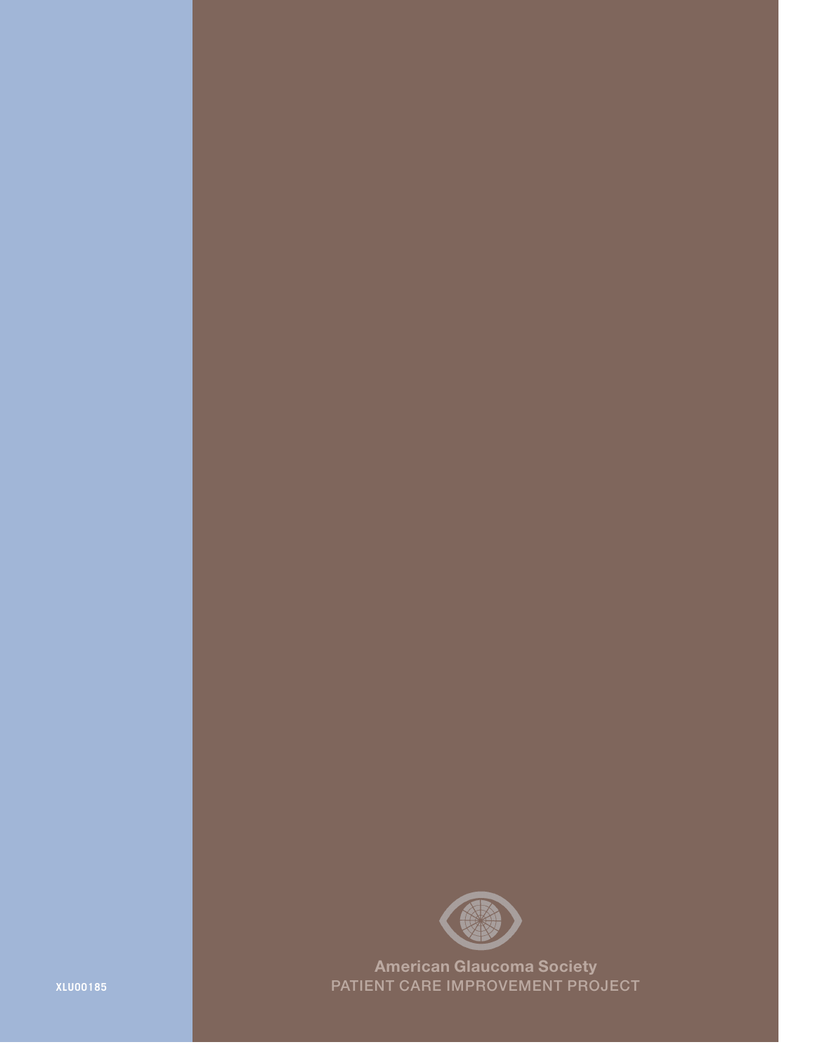American Glaucoma Society
PATIENT CARE IMPROVEMENT PROJECT

XLU00185